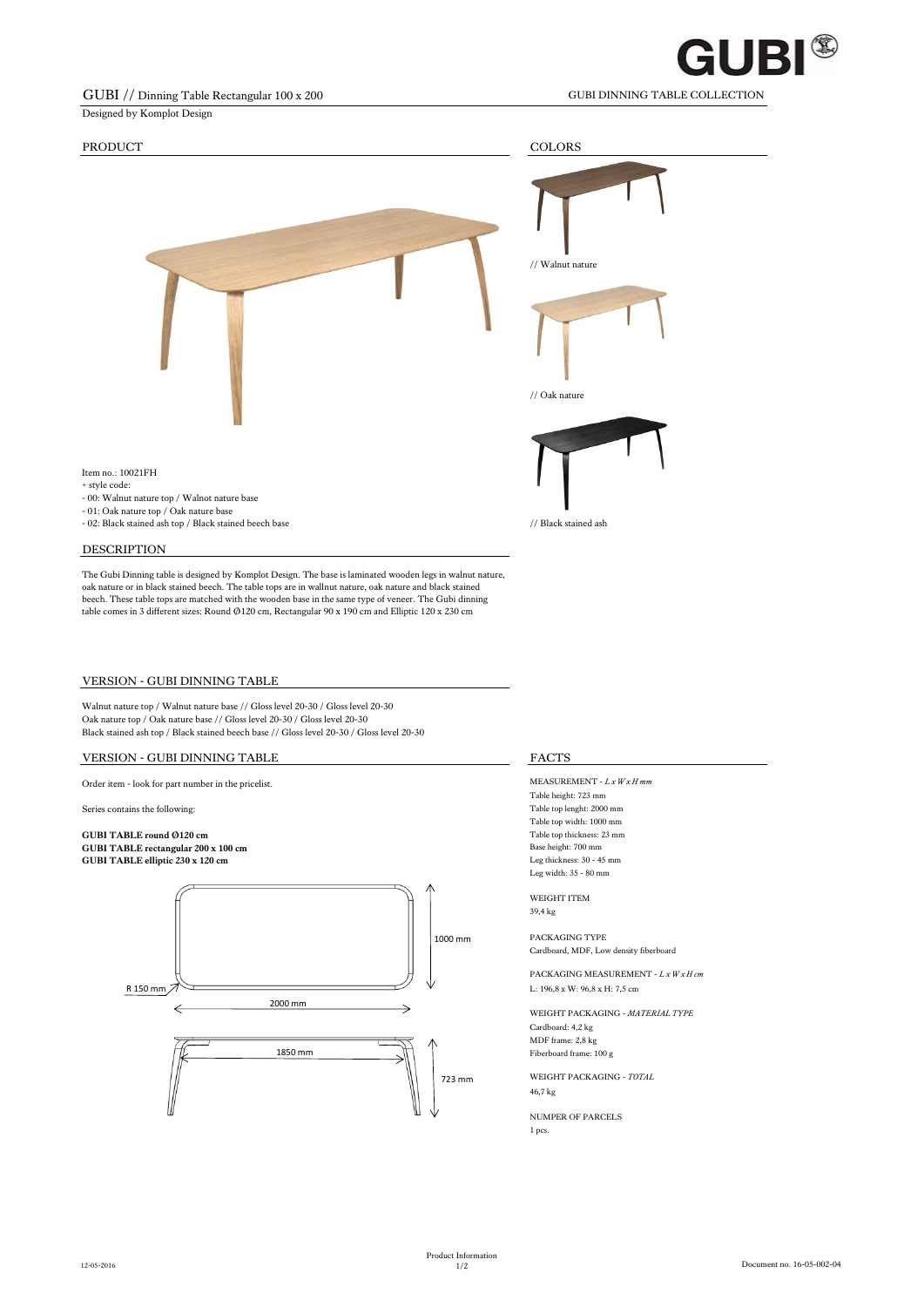# GUBI // Dinning Table Rectangular 100 x 200

GUBI DINNING TABLE COLLECTION

Designed by Komplot Design

## PRODUCT

Item no.: 10021FH
+ style code:
- 00: Walnut nature top / Walnot nature base
- 01: Oak nature top / Oak nature base
- 02: Black stained ash top / Black stained beech base

## COLORS

// Walnut nature

// Oak nature

// Black stained ash

## DESCRIPTION

The Gubi Dinning table is designed by Komplot Design. The base is laminated wooden legs in walnut nature, oak nature or in black stained beech. The table tops are in wallnut nature, oak nature and black stained beech. These table tops are matched with the wooden base in the same type of veneer. The Gubi dinning table comes in 3 different sizes: Round Ø120 cm, Rectangular 90 x 190 cm and Elliptic 120 x 230 cm

## VERSION - GUBI DINNING TABLE

Walnut nature top / Walnut nature base // Gloss level 20-30 / Gloss level 20-30
Oak nature top / Oak nature base // Gloss level 20-30 / Gloss level 20-30
Black stained ash top / Black stained beech base // Gloss level 20-30 / Gloss level 20-30

## VERSION - GUBI DINNING TABLE

Order item - look for part number in the pricelist.

Series contains the following:

**GUBI TABLE round Ø120 cm**
**GUBI TABLE rectangular 200 x 100 cm**
**GUBI TABLE elliptic 230 x 120 cm**

1000 mm
R 150 mm
2000 mm
1850 mm
723 mm

## FACTS

MEASUREMENT - *L x W x H mm*
Table height: 723 mm
Table top lenght: 2000 mm
Table top width: 1000 mm
Table top thickness: 23 mm
Base height: 700 mm
Leg thickness: 30 - 45 mm
Leg width: 35 - 80 mm

WEIGHT ITEM
39,4 kg

PACKAGING TYPE
Cardboard, MDF, Low density fiberboard

PACKAGING MEASUREMENT - *L x W x H cm*
L: 196,8 x W: 96,8 x H: 7,5 cm

WEIGHT PACKAGING - *MATERIAL TYPE*
Cardboard: 4,2 kg
MDF frame: 2,8 kg
Fiberboard frame: 100 g

WEIGHT PACKAGING - *TOTAL*
46,7 kg

NUMPER OF PARCELS
1 pcs.

12-05-2016

Product Information

Document no. 16-05-002-04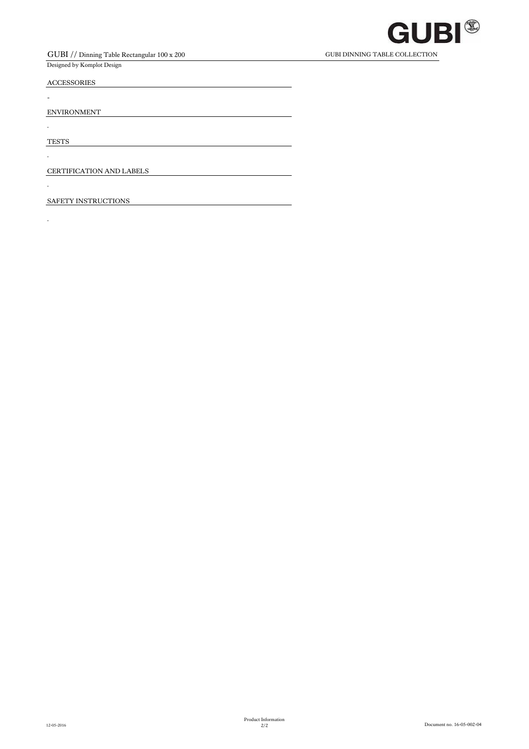## ACCESSORIES

-

## ENVIRONMENT

-

## TESTS

-

## CERTIFICATION AND LABELS

-

## SAFETY INSTRUCTIONS

-